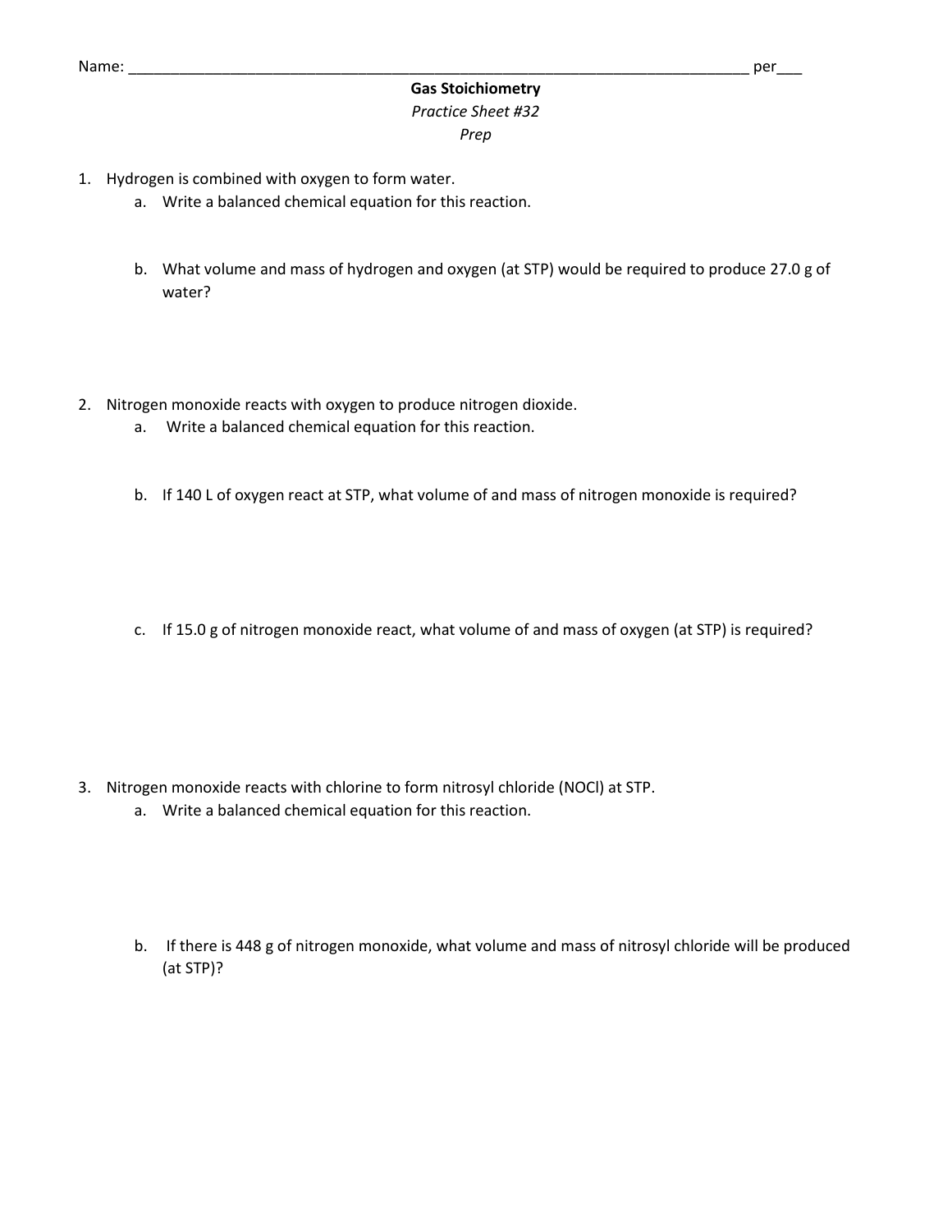Name: ___________________________________________________________________________ per___

**Gas Stoichiometry**

*Practice Sheet #32*

*Prep*

1. Hydrogen is combined with oxygen to form water.
   a. Write a balanced chemical equation for this reaction.

   b. What volume and mass of hydrogen and oxygen (at STP) would be required to produce 27.0 g of water?

2. Nitrogen monoxide reacts with oxygen to produce nitrogen dioxide.
   a. Write a balanced chemical equation for this reaction.

   b. If 140 L of oxygen react at STP, what volume of and mass of nitrogen monoxide is required?

   c. If 15.0 g of nitrogen monoxide react, what volume of and mass of oxygen (at STP) is required?

3. Nitrogen monoxide reacts with chlorine to form nitrosyl chloride (NOCl) at STP.
   a. Write a balanced chemical equation for this reaction.

   b. If there is 448 g of nitrogen monoxide, what volume and mass of nitrosyl chloride will be produced (at STP)?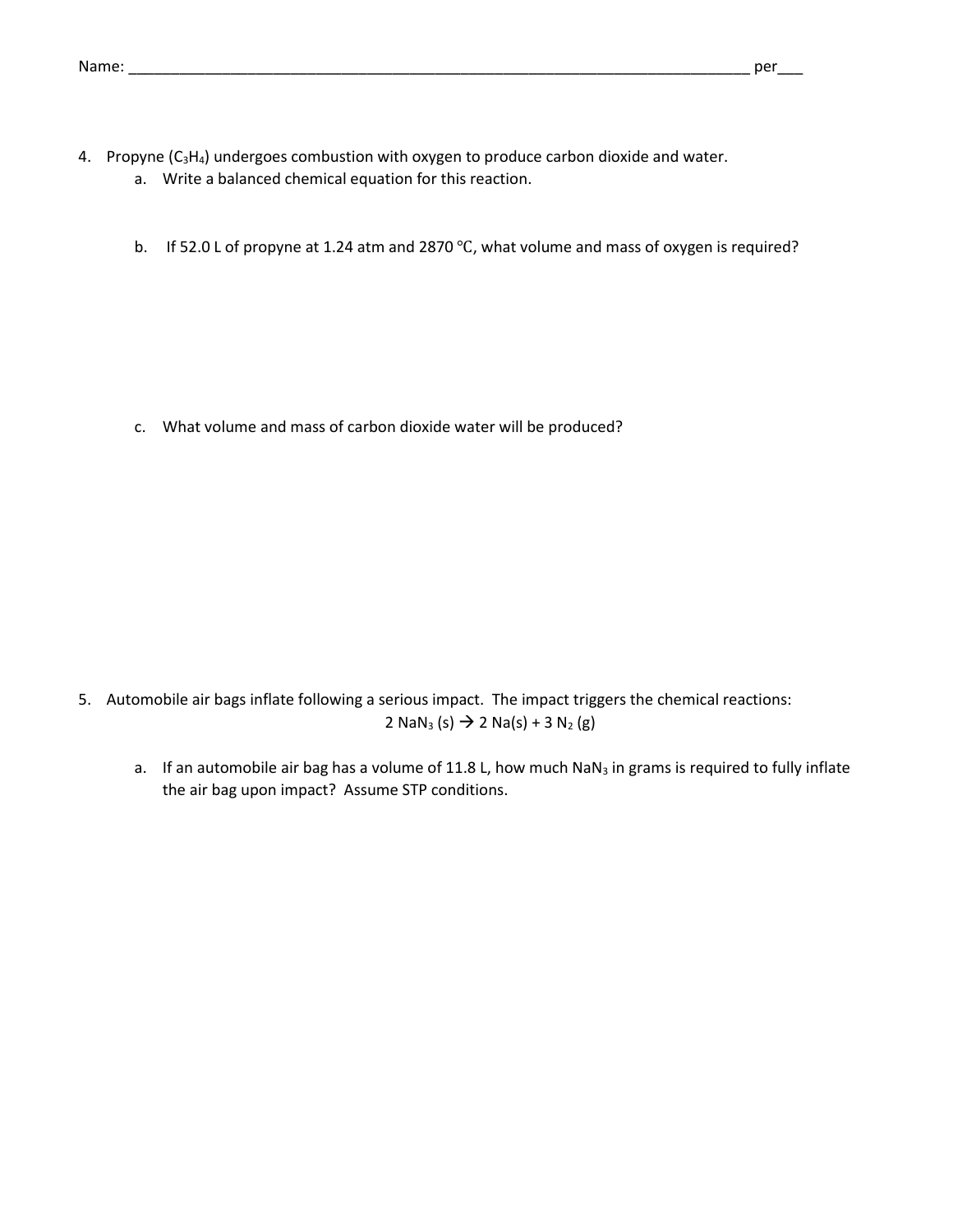Name: ______________________________________________________________________________ per___

4. Propyne ($C_3H_4$) undergoes combustion with oxygen to produce carbon dioxide and water.
   a. Write a balanced chemical equation for this reaction.

   b. If 52.0 L of propyne at 1.24 atm and 2870 °C, what volume and mass of oxygen is required?

   c. What volume and mass of carbon dioxide water will be produced?

5. Automobile air bags inflate following a serious impact. The impact triggers the chemical reactions:

$$2\ NaN_3\ (s) \rightarrow 2\ Na(s) + 3\ N_2\ (g)$$

   a. If an automobile air bag has a volume of 11.8 L, how much $NaN_3$ in grams is required to fully inflate the air bag upon impact? Assume STP conditions.